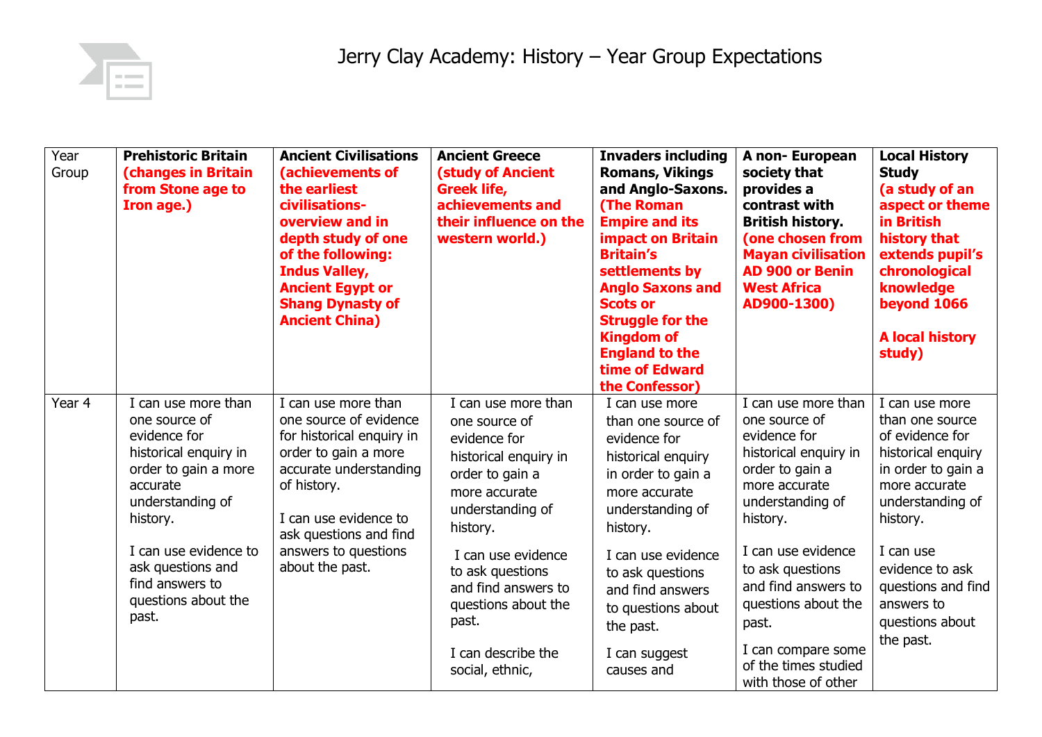# Jerry Clay Academy: History – Year Group Expectations

| Year Group | Prehistoric Britain **(changes in Britain from Stone age to Iron age.)** | Ancient Civilisations **(achievements of the earliest civilisations- overview and in depth study of one of the following: Indus Valley, Ancient Egypt or Shang Dynasty of Ancient China)** | Ancient Greece **(study of Ancient Greek life, achievements and their influence on the western world.)** | Invaders including Romans, Vikings and Anglo-Saxons. **(The Roman Empire and its impact on Britain Britain's settlements by Anglo Saxons and Scots or Struggle for the Kingdom of England to the time of Edward the Confessor)** | A non- European society that provides a contrast with British history. **(one chosen from Mayan civilisation AD 900 or Benin West Africa AD900-1300)** | Local History Study **(a study of an aspect or theme in British history that extends pupil's chronological knowledge beyond 1066**<br><br>**A local history study)** |
|---|---|---|---|---|---|---|
| Year 4 | I can use more than one source of evidence for historical enquiry in order to gain a more accurate understanding of history.<br><br>I can use evidence to ask questions and find answers to questions about the past. | I can use more than one source of evidence for historical enquiry in order to gain a more accurate understanding of history.<br><br>I can use evidence to ask questions and find answers to questions about the past. | I can use more than one source of evidence for historical enquiry in order to gain a more accurate understanding of history.<br><br>I can use evidence to ask questions and find answers to questions about the past.<br><br>I can describe the social, ethnic, | I can use more than one source of evidence for historical enquiry in order to gain a more accurate understanding of history.<br><br>I can use evidence to ask questions and find answers to questions about the past.<br><br>I can suggest causes and | I can use more than one source of evidence for historical enquiry in order to gain a more accurate understanding of history.<br><br>I can use evidence to ask questions and find answers to questions about the past.<br><br>I can compare some of the times studied with those of other | I can use more than one source of evidence for historical enquiry in order to gain a more accurate understanding of history.<br><br>I can use evidence to ask questions and find answers to questions about the past. |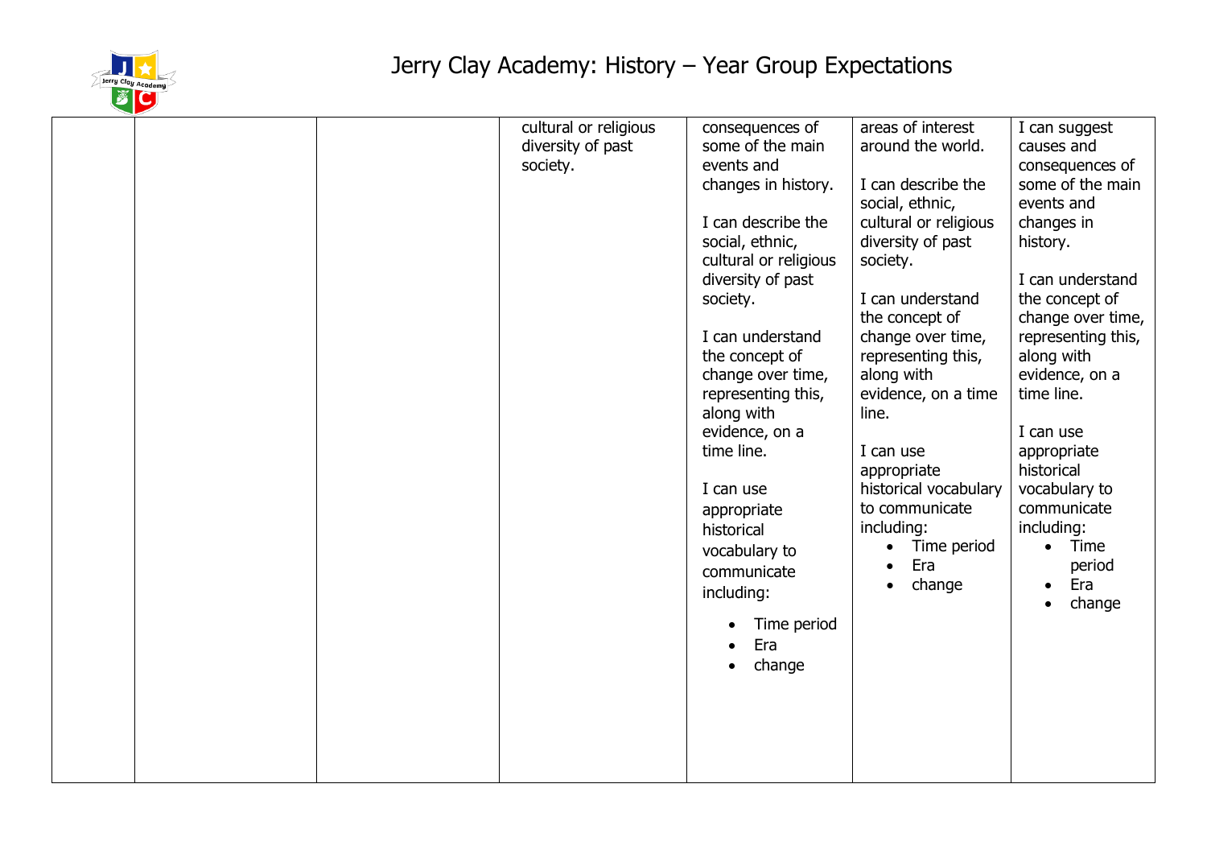# Jerry Clay Academy: History – Year Group Expectations

| | | | | | | |
|---|---|---|---|---|---|---|
| | | | cultural or religious diversity of past society. | consequences of some of the main events and changes in history.<br><br>I can describe the social, ethnic, cultural or religious diversity of past society.<br><br>I can understand the concept of change over time, representing this, along with evidence, on a time line.<br><br>I can use appropriate historical vocabulary to communicate including:<br>• Time period<br>• Era<br>• change | areas of interest around the world.<br><br>I can describe the social, ethnic, cultural or religious diversity of past society.<br><br>I can understand the concept of change over time, representing this, along with evidence, on a time line.<br><br>I can use appropriate historical vocabulary to communicate including:<br>• Time period<br>• Era<br>• change | I can suggest causes and consequences of some of the main events and changes in history.<br><br>I can understand the concept of change over time, representing this, along with evidence, on a time line.<br><br>I can use appropriate historical vocabulary to communicate including:<br>• Time period<br>• Era<br>• change |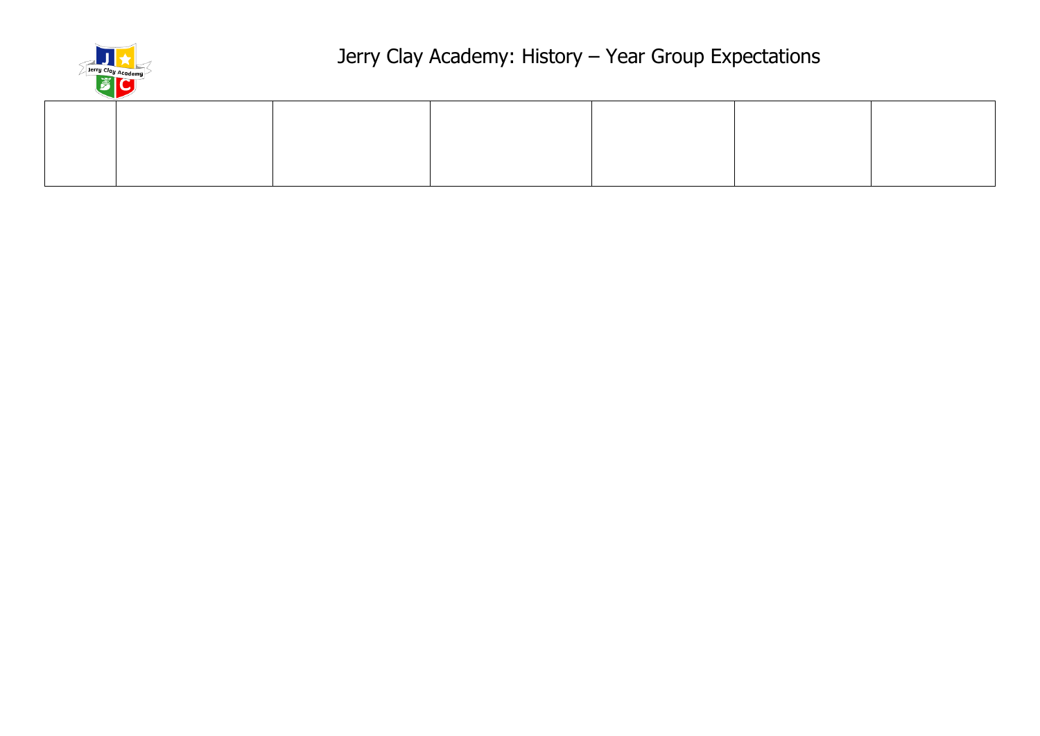Jerry Clay Academy: History – Year Group Expectations

| | | | | | | |
|---|---|---|---|---|---|---|
| | | | | | | |